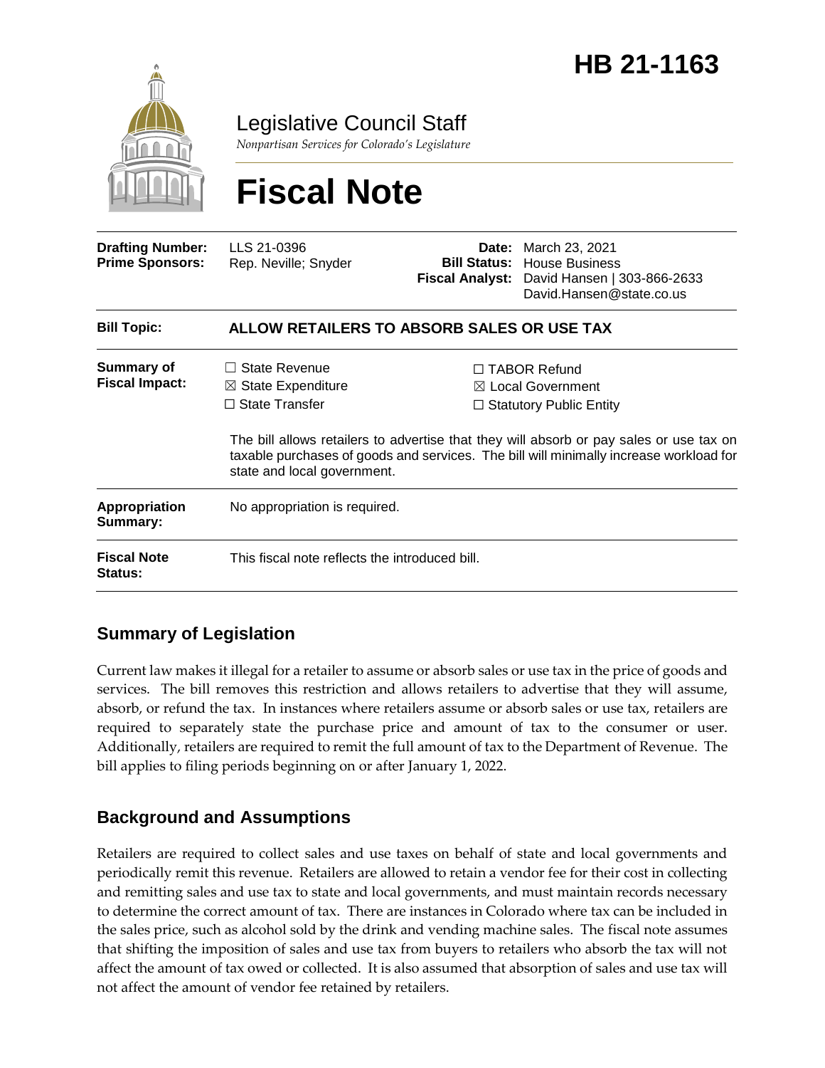# HB 21-1163

Legislative Council Staff

*Nonpartisan Services for Colorado's Legislature*

# Fiscal Note

| | | | |
|---|---|---|---|
| **Drafting Number:** | LLS 21-0396 | **Date:** | March 23, 2021 |
| **Prime Sponsors:** | Rep. Neville; Snyder | **Bill Status:** | House Business |
| | | **Fiscal Analyst:** | David Hansen \| 303-866-2633<br>David.Hansen@state.co.us |

| | |
|---|---|
| **Bill Topic:** | **ALLOW RETAILERS TO ABSORB SALES OR USE TAX** |
| **Summary of Fiscal Impact:** | ☐ State Revenue<br>☒ State Expenditure<br>☐ State Transfer<br>☐ TABOR Refund<br>☒ Local Government<br>☐ Statutory Public Entity<br><br>The bill allows retailers to advertise that they will absorb or pay sales or use tax on taxable purchases of goods and services. The bill will minimally increase workload for state and local government. |
| **Appropriation Summary:** | No appropriation is required. |
| **Fiscal Note Status:** | This fiscal note reflects the introduced bill. |

## Summary of Legislation

Current law makes it illegal for a retailer to assume or absorb sales or use tax in the price of goods and services. The bill removes this restriction and allows retailers to advertise that they will assume, absorb, or refund the tax. In instances where retailers assume or absorb sales or use tax, retailers are required to separately state the purchase price and amount of tax to the consumer or user. Additionally, retailers are required to remit the full amount of tax to the Department of Revenue. The bill applies to filing periods beginning on or after January 1, 2022.

## Background and Assumptions

Retailers are required to collect sales and use taxes on behalf of state and local governments and periodically remit this revenue. Retailers are allowed to retain a vendor fee for their cost in collecting and remitting sales and use tax to state and local governments, and must maintain records necessary to determine the correct amount of tax. There are instances in Colorado where tax can be included in the sales price, such as alcohol sold by the drink and vending machine sales. The fiscal note assumes that shifting the imposition of sales and use tax from buyers to retailers who absorb the tax will not affect the amount of tax owed or collected. It is also assumed that absorption of sales and use tax will not affect the amount of vendor fee retained by retailers.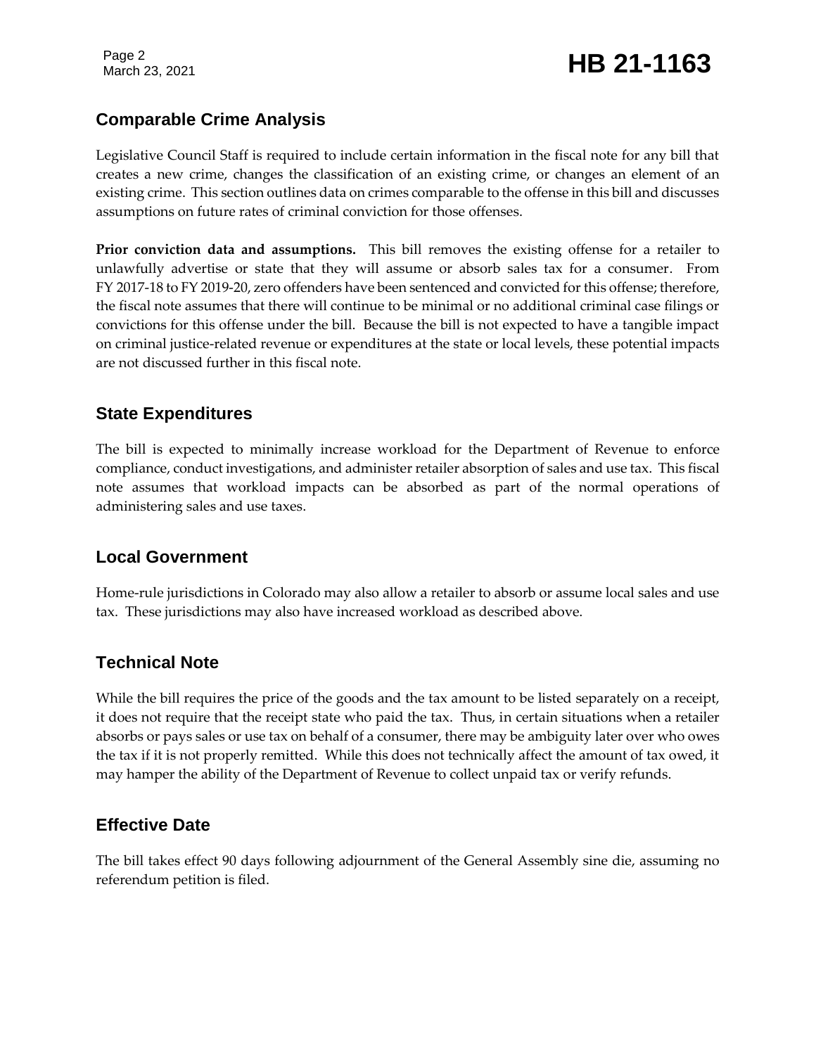## Comparable Crime Analysis

Legislative Council Staff is required to include certain information in the fiscal note for any bill that creates a new crime, changes the classification of an existing crime, or changes an element of an existing crime. This section outlines data on crimes comparable to the offense in this bill and discusses assumptions on future rates of criminal conviction for those offenses.

**Prior conviction data and assumptions.** This bill removes the existing offense for a retailer to unlawfully advertise or state that they will assume or absorb sales tax for a consumer. From FY 2017-18 to FY 2019-20, zero offenders have been sentenced and convicted for this offense; therefore, the fiscal note assumes that there will continue to be minimal or no additional criminal case filings or convictions for this offense under the bill. Because the bill is not expected to have a tangible impact on criminal justice-related revenue or expenditures at the state or local levels, these potential impacts are not discussed further in this fiscal note.

## State Expenditures

The bill is expected to minimally increase workload for the Department of Revenue to enforce compliance, conduct investigations, and administer retailer absorption of sales and use tax. This fiscal note assumes that workload impacts can be absorbed as part of the normal operations of administering sales and use taxes.

## Local Government

Home-rule jurisdictions in Colorado may also allow a retailer to absorb or assume local sales and use tax. These jurisdictions may also have increased workload as described above.

## Technical Note

While the bill requires the price of the goods and the tax amount to be listed separately on a receipt, it does not require that the receipt state who paid the tax. Thus, in certain situations when a retailer absorbs or pays sales or use tax on behalf of a consumer, there may be ambiguity later over who owes the tax if it is not properly remitted. While this does not technically affect the amount of tax owed, it may hamper the ability of the Department of Revenue to collect unpaid tax or verify refunds.

## Effective Date

The bill takes effect 90 days following adjournment of the General Assembly sine die, assuming no referendum petition is filed.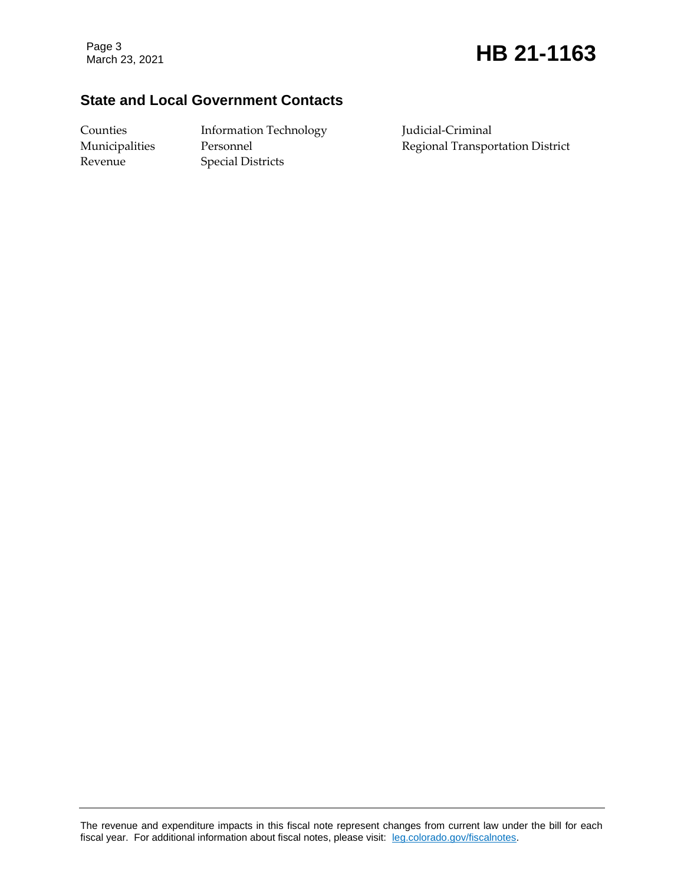## State and Local Government Contacts

| | | |
|---|---|---|
| Counties | Information Technology | Judicial-Criminal |
| Municipalities | Personnel | Regional Transportation District |
| Revenue | Special Districts | |

The revenue and expenditure impacts in this fiscal note represent changes from current law under the bill for each fiscal year. For additional information about fiscal notes, please visit: leg.colorado.gov/fiscalnotes.